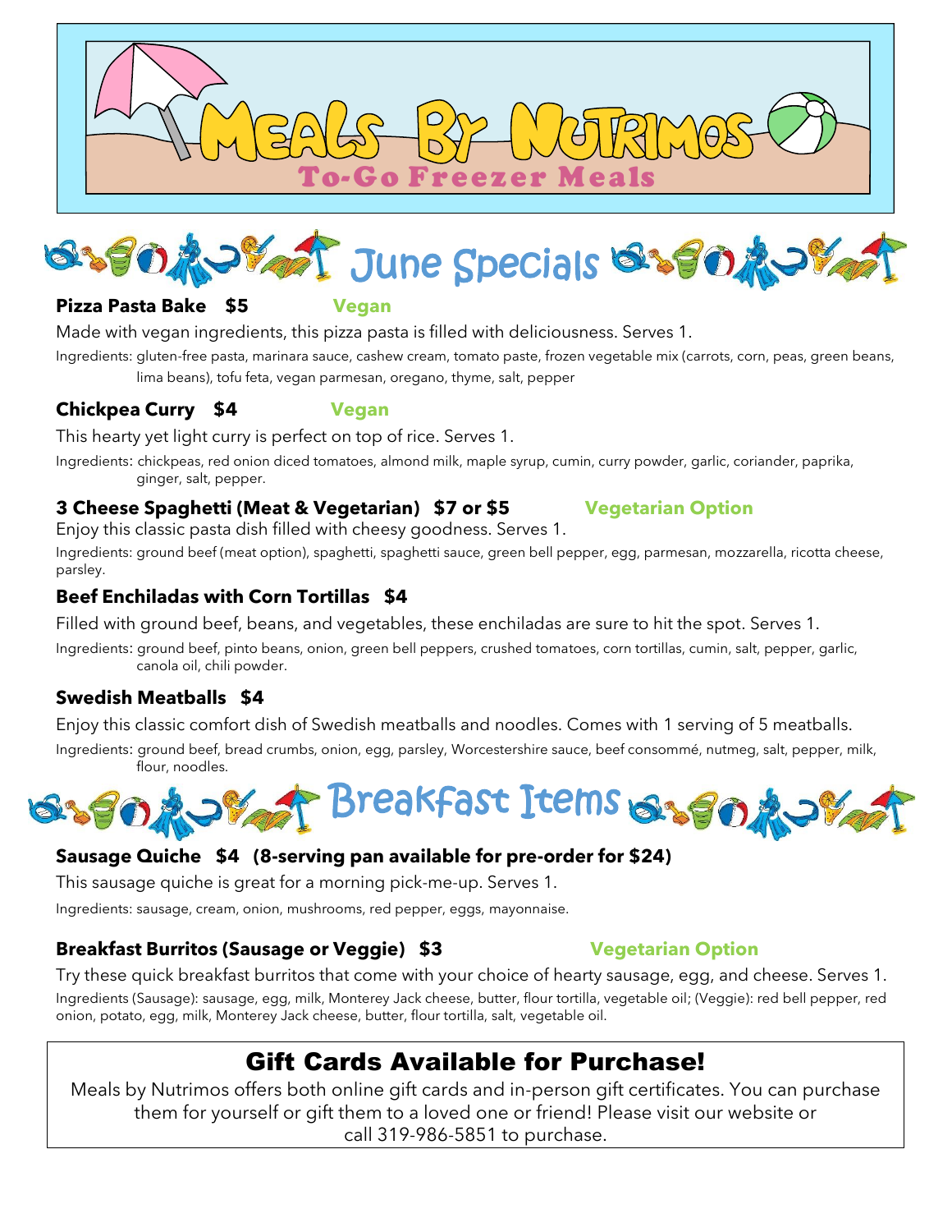# Meals By Nutrimos

## To-Go Freezer Meals

## June Specials

### Pizza Pasta Bake $5 Vegan

Made with vegan ingredients, this pizza pasta is filled with deliciousness. Serves 1.

Ingredients: gluten-free pasta, marinara sauce, cashew cream, tomato paste, frozen vegetable mix (carrots, corn, peas, green beans, lima beans), tofu feta, vegan parmesan, oregano, thyme, salt, pepper

### Chickpea Curry $4 Vegan

This hearty yet light curry is perfect on top of rice. Serves 1.

Ingredients: chickpeas, red onion diced tomatoes, almond milk, maple syrup, cumin, curry powder, garlic, coriander, paprika, ginger, salt, pepper.

### 3 Cheese Spaghetti (Meat & Vegetarian) $7 or $5 Vegetarian Option

Enjoy this classic pasta dish filled with cheesy goodness. Serves 1.

Ingredients: ground beef (meat option), spaghetti, spaghetti sauce, green bell pepper, egg, parmesan, mozzarella, ricotta cheese, parsley.

### Beef Enchiladas with Corn Tortillas $4

Filled with ground beef, beans, and vegetables, these enchiladas are sure to hit the spot. Serves 1.

Ingredients: ground beef, pinto beans, onion, green bell peppers, crushed tomatoes, corn tortillas, cumin, salt, pepper, garlic, canola oil, chili powder.

### Swedish Meatballs $4

Enjoy this classic comfort dish of Swedish meatballs and noodles. Comes with 1 serving of 5 meatballs.

Ingredients: ground beef, bread crumbs, onion, egg, parsley, Worcestershire sauce, beef consommé, nutmeg, salt, pepper, milk, flour, noodles.

## Breakfast Items

### Sausage Quiche $4 (8-serving pan available for pre-order for $24)

This sausage quiche is great for a morning pick-me-up. Serves 1.

Ingredients: sausage, cream, onion, mushrooms, red pepper, eggs, mayonnaise.

### Breakfast Burritos (Sausage or Veggie) $3 Vegetarian Option

Try these quick breakfast burritos that come with your choice of hearty sausage, egg, and cheese. Serves 1.

Ingredients (Sausage): sausage, egg, milk, Monterey Jack cheese, butter, flour tortilla, vegetable oil; (Veggie): red bell pepper, red onion, potato, egg, milk, Monterey Jack cheese, butter, flour tortilla, salt, vegetable oil.

## Gift Cards Available for Purchase!

Meals by Nutrimos offers both online gift cards and in-person gift certificates. You can purchase them for yourself or gift them to a loved one or friend! Please visit our website or call 319-986-5851 to purchase.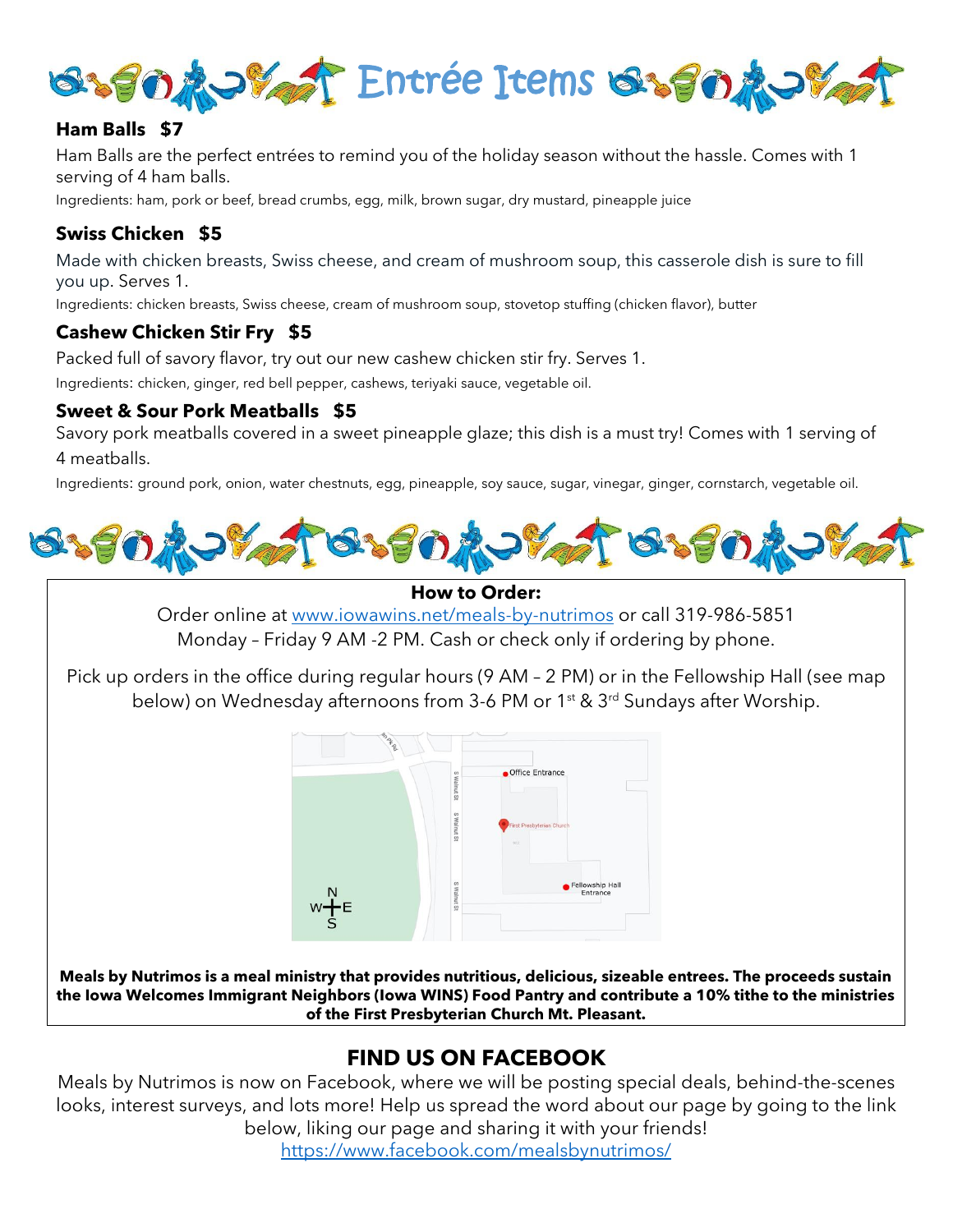# Entrée Items

### Ham Balls $7

Ham Balls are the perfect entrées to remind you of the holiday season without the hassle. Comes with 1 serving of 4 ham balls.

Ingredients: ham, pork or beef, bread crumbs, egg, milk, brown sugar, dry mustard, pineapple juice

### Swiss Chicken $5

Made with chicken breasts, Swiss cheese, and cream of mushroom soup, this casserole dish is sure to fill you up. Serves 1.

Ingredients: chicken breasts, Swiss cheese, cream of mushroom soup, stovetop stuffing (chicken flavor), butter

### Cashew Chicken Stir Fry $5

Packed full of savory flavor, try out our new cashew chicken stir fry. Serves 1.

Ingredients: chicken, ginger, red bell pepper, cashews, teriyaki sauce, vegetable oil.

### Sweet & Sour Pork Meatballs $5

Savory pork meatballs covered in a sweet pineapple glaze; this dish is a must try! Comes with 1 serving of 4 meatballs.

Ingredients: ground pork, onion, water chestnuts, egg, pineapple, soy sauce, sugar, vinegar, ginger, cornstarch, vegetable oil.

**How to Order:**

Order online at www.iowawins.net/meals-by-nutrimos or call 319-986-5851 Monday – Friday 9 AM -2 PM. Cash or check only if ordering by phone.

Pick up orders in the office during regular hours (9 AM – 2 PM) or in the Fellowship Hall (see map below) on Wednesday afternoons from 3-6 PM or 1st & 3rd Sundays after Worship.

**Meals by Nutrimos is a meal ministry that provides nutritious, delicious, sizeable entrees. The proceeds sustain the Iowa Welcomes Immigrant Neighbors (Iowa WINS) Food Pantry and contribute a 10% tithe to the ministries of the First Presbyterian Church Mt. Pleasant.**

## FIND US ON FACEBOOK

Meals by Nutrimos is now on Facebook, where we will be posting special deals, behind-the-scenes looks, interest surveys, and lots more! Help us spread the word about our page by going to the link below, liking our page and sharing it with your friends!

https://www.facebook.com/mealsbynutrimos/